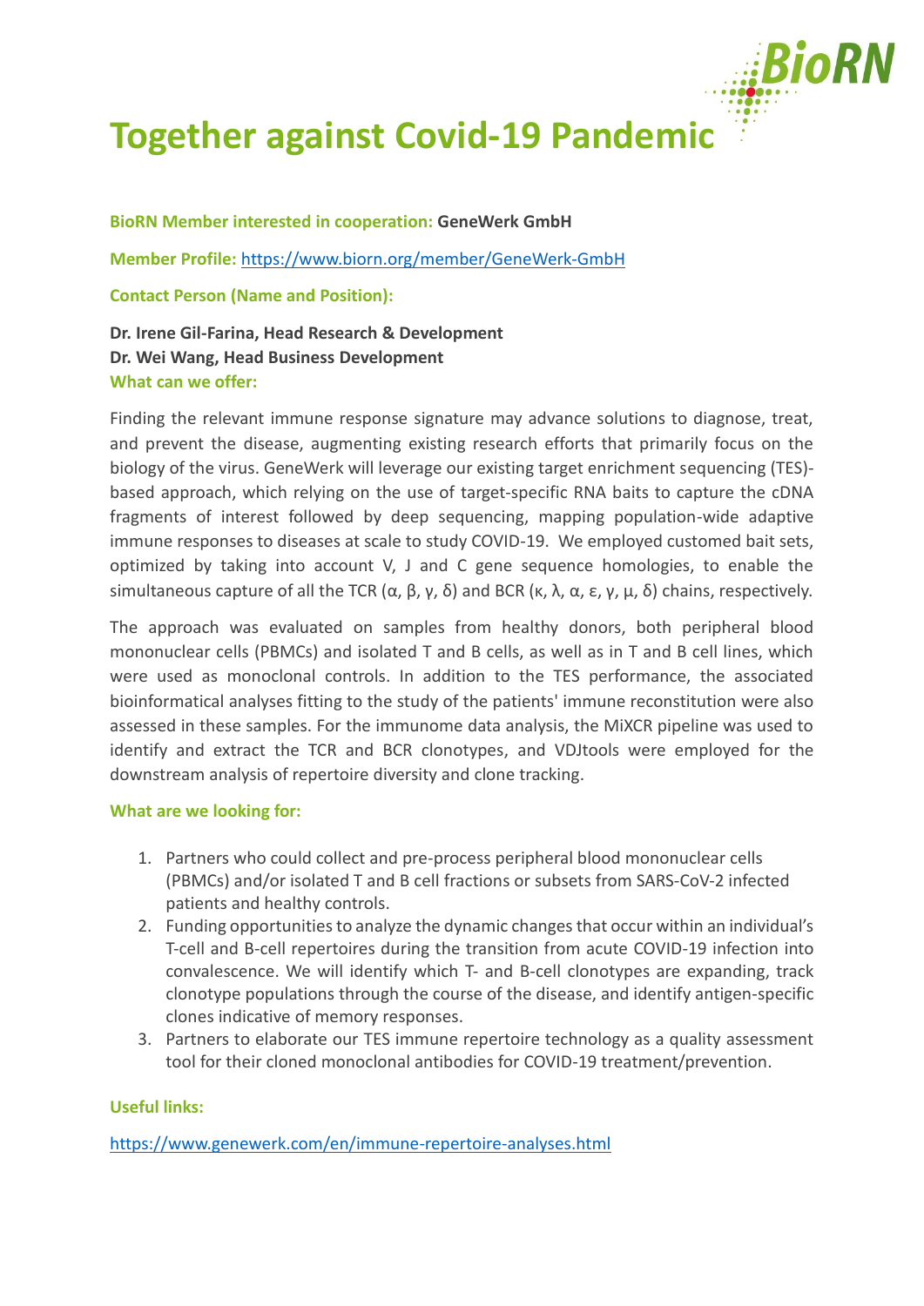# Together against Covid-19 Pandemic

**BioRN Member interested in cooperation:** **GeneWerk GmbH**

**Member Profile:** https://www.biorn.org/member/GeneWerk-GmbH

**Contact Person (Name and Position):**

**Dr. Irene Gil-Farina, Head Research & Development**
**Dr. Wei Wang, Head Business Development**

**What can we offer:**

Finding the relevant immune response signature may advance solutions to diagnose, treat, and prevent the disease, augmenting existing research efforts that primarily focus on the biology of the virus. GeneWerk will leverage our existing target enrichment sequencing (TES)-based approach, which relying on the use of target-specific RNA baits to capture the cDNA fragments of interest followed by deep sequencing, mapping population-wide adaptive immune responses to diseases at scale to study COVID-19. We employed customed bait sets, optimized by taking into account V, J and C gene sequence homologies, to enable the simultaneous capture of all the TCR (α, β, γ, δ) and BCR (κ, λ, α, ε, γ, μ, δ) chains, respectively.

The approach was evaluated on samples from healthy donors, both peripheral blood mononuclear cells (PBMCs) and isolated T and B cells, as well as in T and B cell lines, which were used as monoclonal controls. In addition to the TES performance, the associated bioinformatical analyses fitting to the study of the patients' immune reconstitution were also assessed in these samples. For the immunome data analysis, the MiXCR pipeline was used to identify and extract the TCR and BCR clonotypes, and VDJtools were employed for the downstream analysis of repertoire diversity and clone tracking.

**What are we looking for:**

1. Partners who could collect and pre-process peripheral blood mononuclear cells (PBMCs) and/or isolated T and B cell fractions or subsets from SARS-CoV-2 infected patients and healthy controls.
2. Funding opportunities to analyze the dynamic changes that occur within an individual's T-cell and B-cell repertoires during the transition from acute COVID-19 infection into convalescence. We will identify which T- and B-cell clonotypes are expanding, track clonotype populations through the course of the disease, and identify antigen-specific clones indicative of memory responses.
3. Partners to elaborate our TES immune repertoire technology as a quality assessment tool for their cloned monoclonal antibodies for COVID-19 treatment/prevention.

**Useful links:**

https://www.genewerk.com/en/immune-repertoire-analyses.html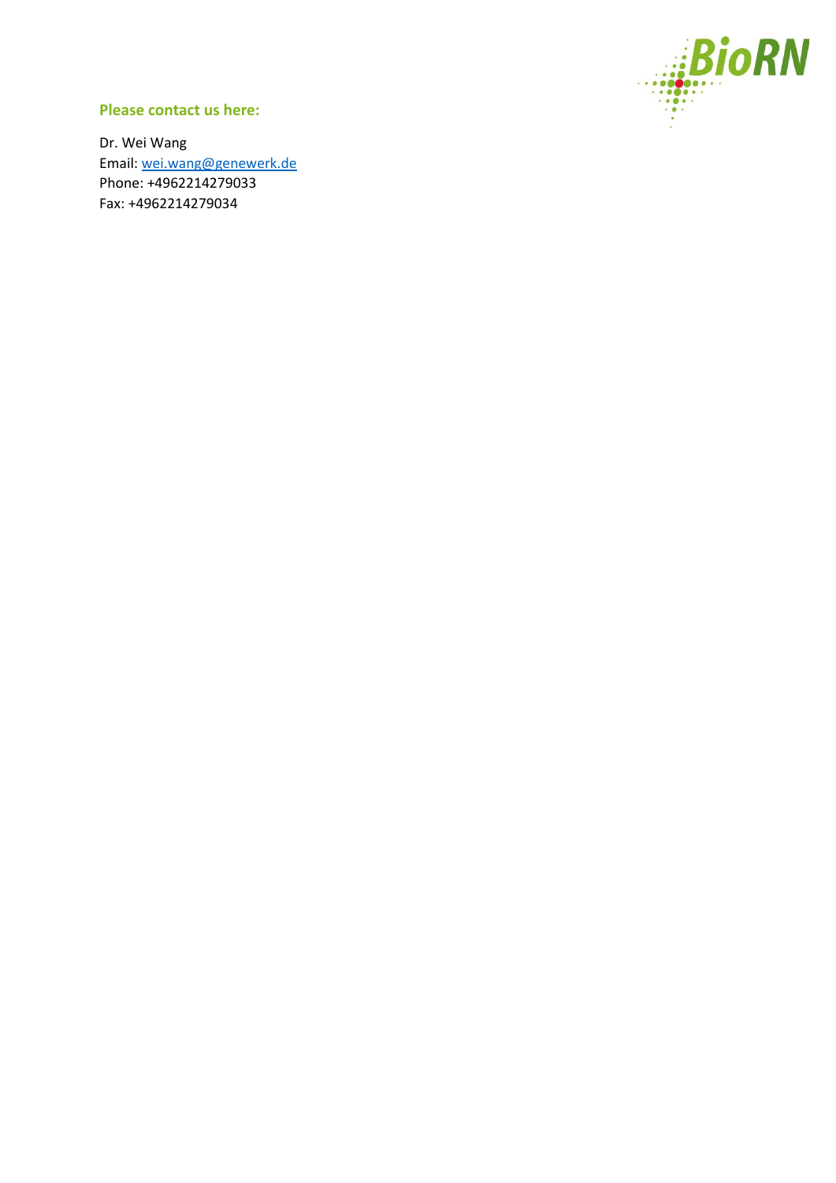**Please contact us here:**

Dr. Wei Wang
Email: wei.wang@genewerk.de
Phone: +4962214279033
Fax: +4962214279034